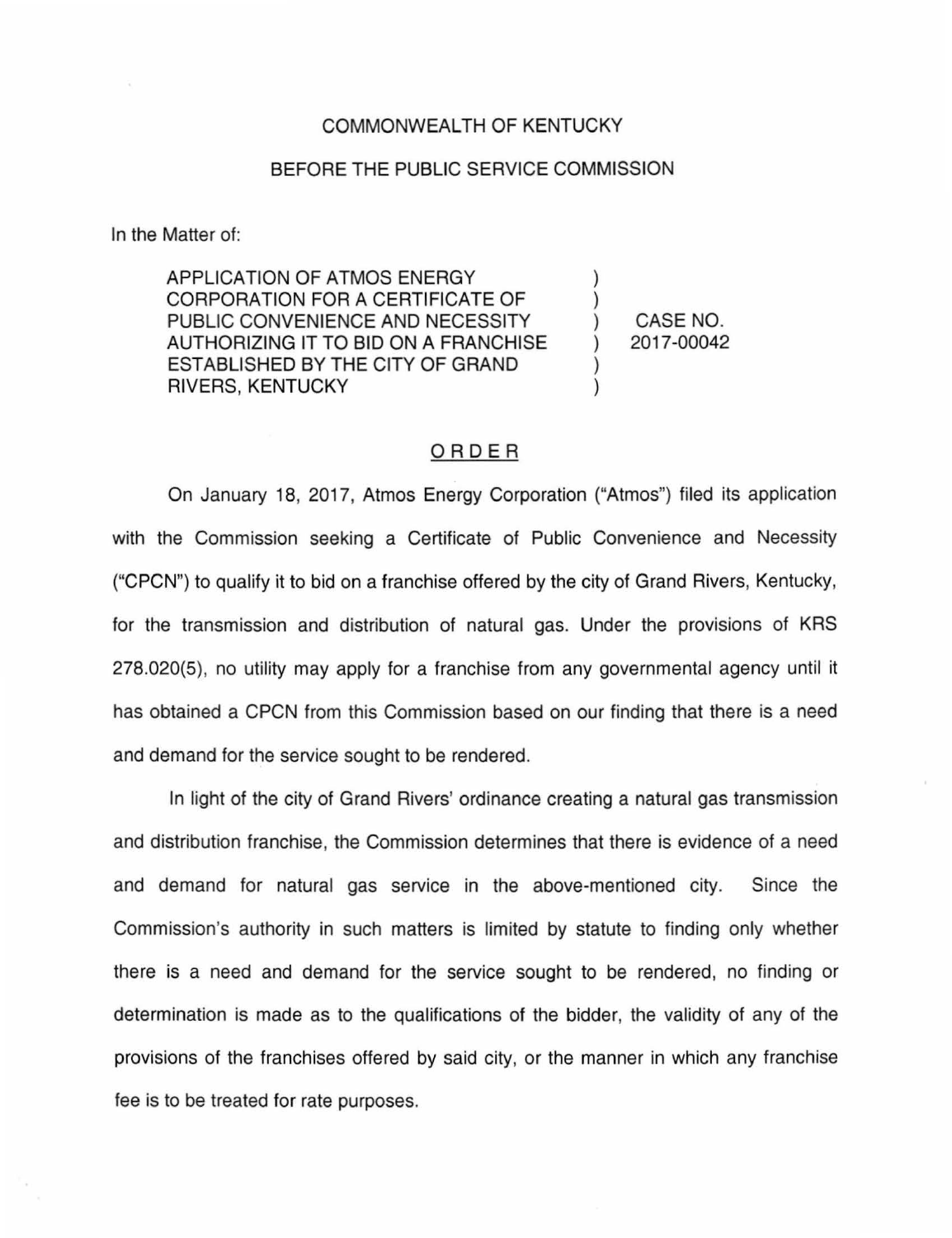COMMONWEALTH OF KENTUCKY

BEFORE THE PUBLIC SERVICE COMMISSION

In the Matter of:

| | | |
|---|---|---|
| APPLICATION OF ATMOS ENERGY CORPORATION FOR A CERTIFICATE OF PUBLIC CONVENIENCE AND NECESSITY AUTHORIZING IT TO BID ON A FRANCHISE ESTABLISHED BY THE CITY OF GRAND RIVERS, KENTUCKY | ) | CASE NO. 2017-00042 |

## ORDER

On January 18, 2017, Atmos Energy Corporation ("Atmos") filed its application with the Commission seeking a Certificate of Public Convenience and Necessity ("CPCN") to qualify it to bid on a franchise offered by the city of Grand Rivers, Kentucky, for the transmission and distribution of natural gas. Under the provisions of KRS 278.020(5), no utility may apply for a franchise from any governmental agency until it has obtained a CPCN from this Commission based on our finding that there is a need and demand for the service sought to be rendered.

In light of the city of Grand Rivers' ordinance creating a natural gas transmission and distribution franchise, the Commission determines that there is evidence of a need and demand for natural gas service in the above-mentioned city. Since the Commission's authority in such matters is limited by statute to finding only whether there is a need and demand for the service sought to be rendered, no finding or determination is made as to the qualifications of the bidder, the validity of any of the provisions of the franchises offered by said city, or the manner in which any franchise fee is to be treated for rate purposes.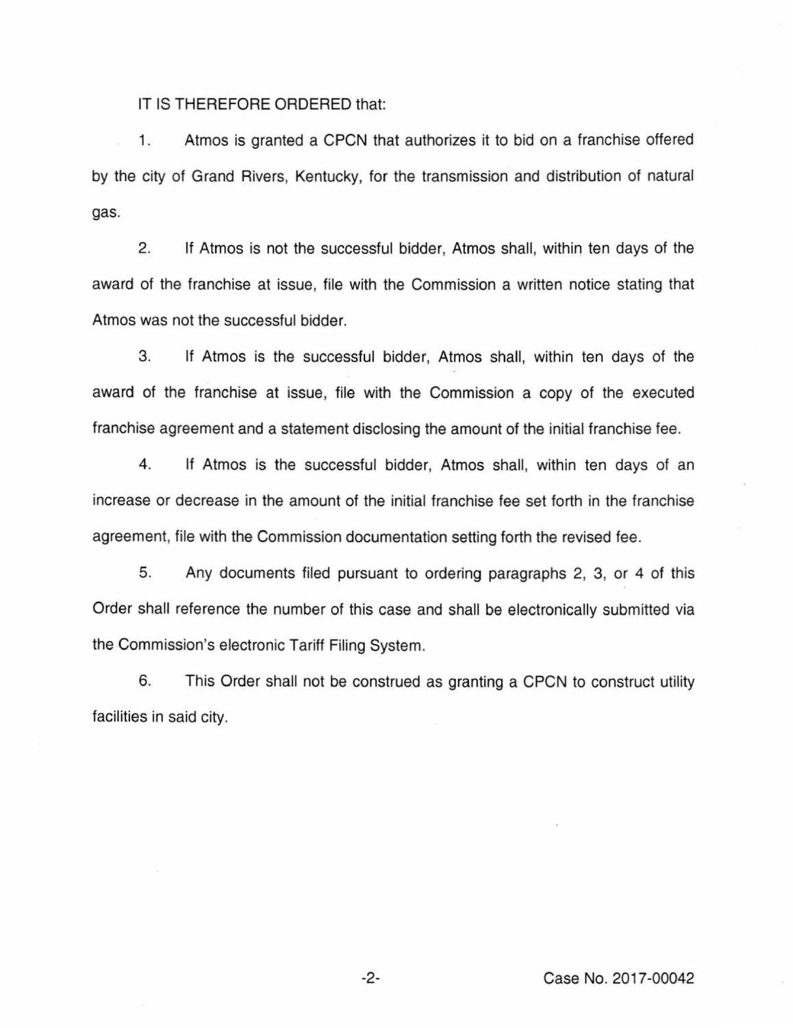IT IS THEREFORE ORDERED that:

1. Atmos is granted a CPCN that authorizes it to bid on a franchise offered by the city of Grand Rivers, Kentucky, for the transmission and distribution of natural gas.

2. If Atmos is not the successful bidder, Atmos shall, within ten days of the award of the franchise at issue, file with the Commission a written notice stating that Atmos was not the successful bidder.

3. If Atmos is the successful bidder, Atmos shall, within ten days of the award of the franchise at issue, file with the Commission a copy of the executed franchise agreement and a statement disclosing the amount of the initial franchise fee.

4. If Atmos is the successful bidder, Atmos shall, within ten days of an increase or decrease in the amount of the initial franchise fee set forth in the franchise agreement, file with the Commission documentation setting forth the revised fee.

5. Any documents filed pursuant to ordering paragraphs 2, 3, or 4 of this Order shall reference the number of this case and shall be electronically submitted via the Commission's electronic Tariff Filing System.

6. This Order shall not be construed as granting a CPCN to construct utility facilities in said city.

Case No. 2017-00042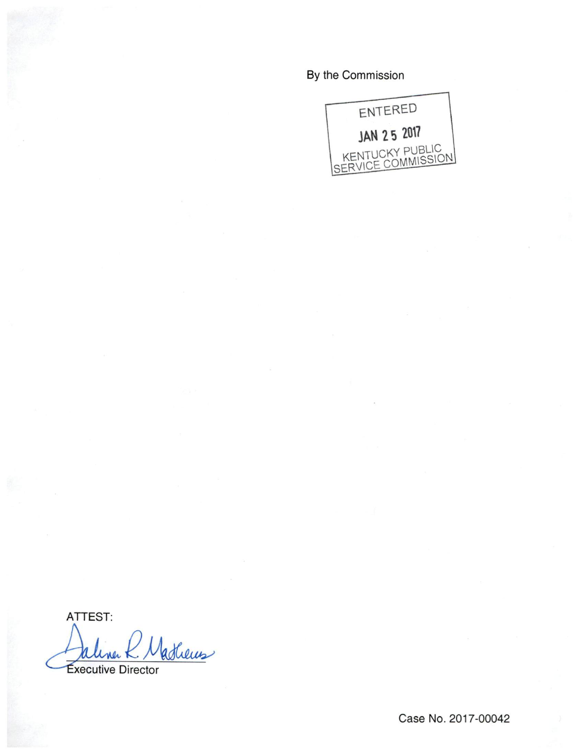By the Commission

ENTERED

JAN 25 2017

KENTUCKY PUBLIC SERVICE COMMISSION

ATTEST:

Executive Director

Case No. 2017-00042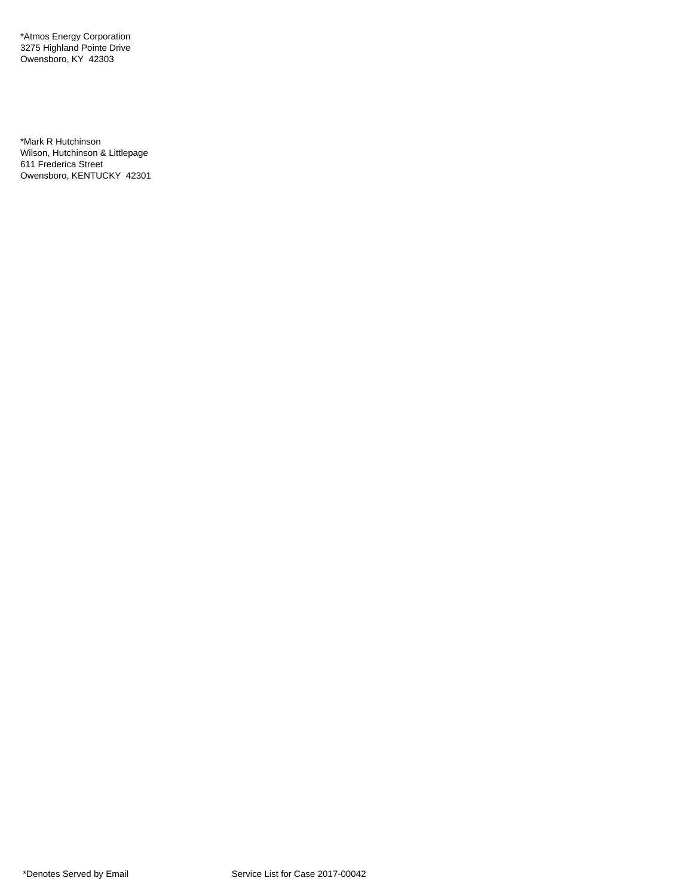*Atmos Energy Corporation
3275 Highland Pointe Drive
Owensboro, KY  42303

*Mark R Hutchinson
Wilson, Hutchinson & Littlepage
611 Frederica Street
Owensboro, KENTUCKY  42301

*Denotes Served by Email

Service List for Case 2017-00042